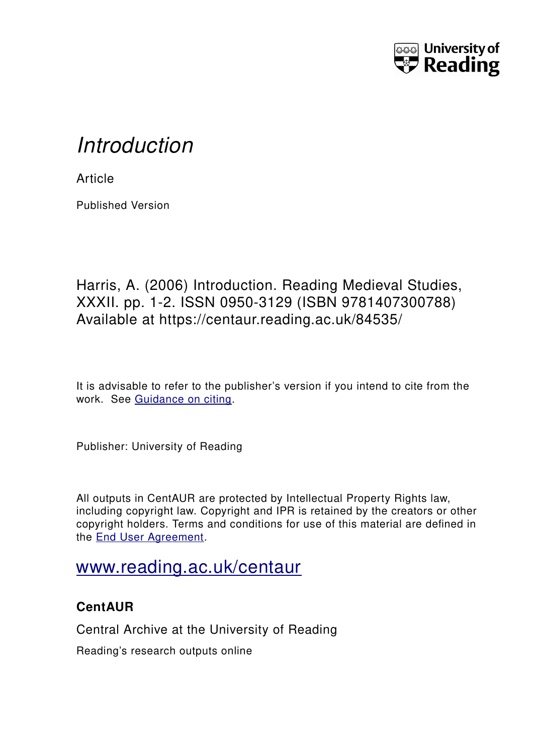University of Reading

# *Introduction*

Article

Published Version

Harris, A. (2006) Introduction. Reading Medieval Studies, XXXII. pp. 1-2. ISSN 0950-3129 (ISBN 9781407300788) Available at https://centaur.reading.ac.uk/84535/

It is advisable to refer to the publisher's version if you intend to cite from the work. See [Guidance on citing](http://centaur.reading.ac.uk/71187/10/CentAUR%20citing%20guide.pdf).

Publisher: University of Reading

All outputs in CentAUR are protected by Intellectual Property Rights law, including copyright law. Copyright and IPR is retained by the creators or other copyright holders. Terms and conditions for use of this material are defined in the [End User Agreement](http://centaur.reading.ac.uk/licence).

[www.reading.ac.uk/centaur](http://www.reading.ac.uk/centaur)

**CentAUR**

Central Archive at the University of Reading

Reading's research outputs online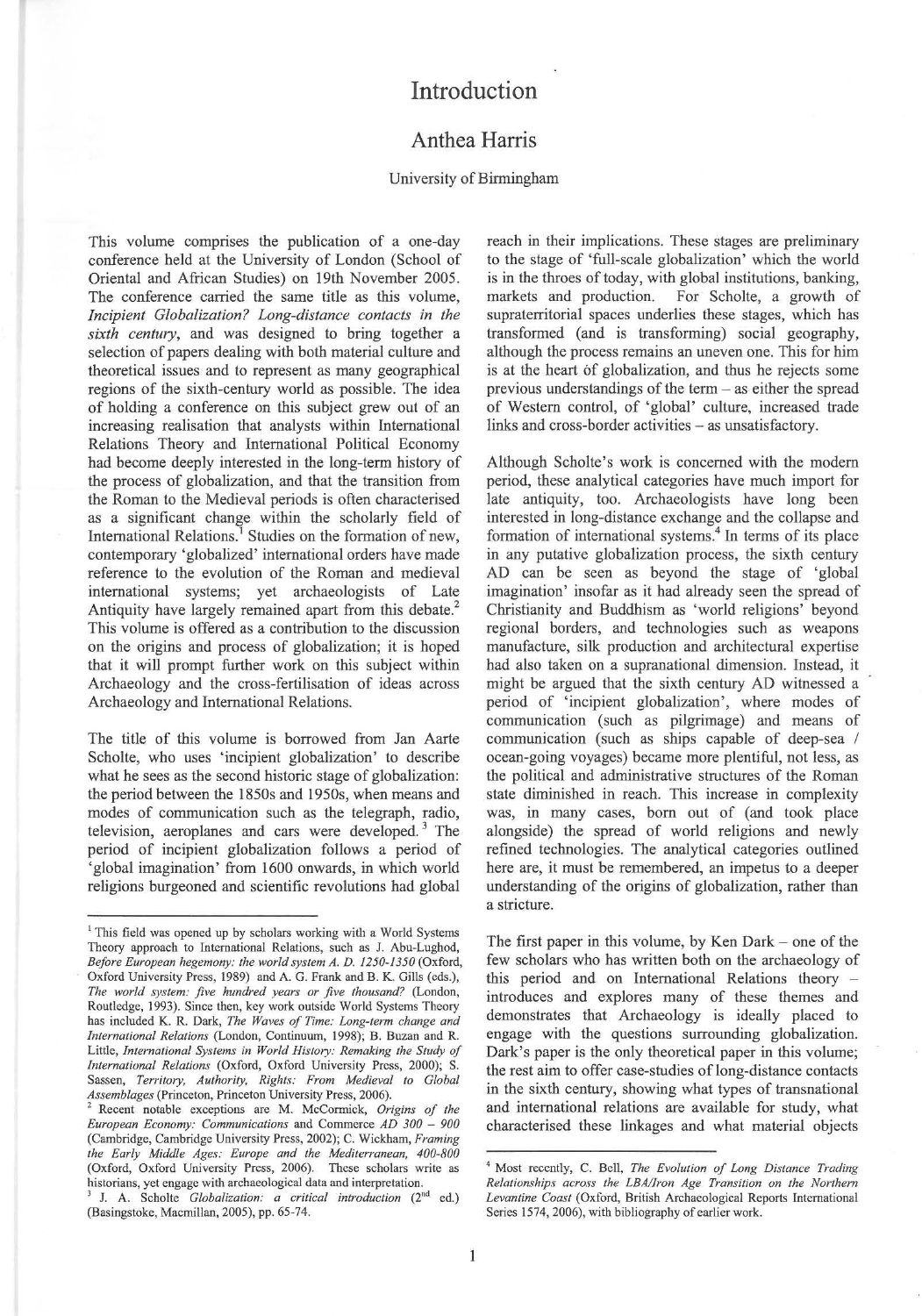# Introduction

## Anthea Harris

University of Birmingham

This volume comprises the publication of a one-day conference held at the University of London (School of Oriental and African Studies) on 19th November 2005. The conference carried the same title as this volume, *Incipient Globalization? Long-distance contacts in the sixth century*, and was designed to bring together a selection of papers dealing with both material culture and theoretical issues and to represent as many geographical regions of the sixth-century world as possible. The idea of holding a conference on this subject grew out of an increasing realisation that analysts within International Relations Theory and International Political Economy had become deeply interested in the long-term history of the process of globalization, and that the transition from the Roman to the Medieval periods is often characterised as a significant change within the scholarly field of International Relations.[1] Studies on the formation of new, contemporary 'globalized' international orders have made reference to the evolution of the Roman and medieval international systems; yet archaeologists of Late Antiquity have largely remained apart from this debate.[2] This volume is offered as a contribution to the discussion on the origins and process of globalization; it is hoped that it will prompt further work on this subject within Archaeology and the cross-fertilisation of ideas across Archaeology and International Relations.

The title of this volume is borrowed from Jan Aarte Scholte, who uses 'incipient globalization' to describe what he sees as the second historic stage of globalization: the period between the 1850s and 1950s, when means and modes of communication such as the telegraph, radio, television, aeroplanes and cars were developed.[3] The period of incipient globalization follows a period of 'global imagination' from 1600 onwards, in which world religions burgeoned and scientific revolutions had global reach in their implications. These stages are preliminary to the stage of 'full-scale globalization' which the world is in the throes of today, with global institutions, banking, markets and production. For Scholte, a growth of supraterritorial spaces underlies these stages, which has transformed (and is transforming) social geography, although the process remains an uneven one. This for him is at the heart of globalization, and thus he rejects some previous understandings of the term – as either the spread of Western control, of 'global' culture, increased trade links and cross-border activities – as unsatisfactory.

Although Scholte's work is concerned with the modern period, these analytical categories have much import for late antiquity, too. Archaeologists have long been interested in long-distance exchange and the collapse and formation of international systems.[4] In terms of its place in any putative globalization process, the sixth century AD can be seen as beyond the stage of 'global imagination' insofar as it had already seen the spread of Christianity and Buddhism as 'world religions' beyond regional borders, and technologies such as weapons manufacture, silk production and architectural expertise had also taken on a supranational dimension. Instead, it might be argued that the sixth century AD witnessed a period of 'incipient globalization', where modes of communication (such as pilgrimage) and means of communication (such as ships capable of deep-sea / ocean-going voyages) became more plentiful, not less, as the political and administrative structures of the Roman state diminished in reach. This increase in complexity was, in many cases, born out of (and took place alongside) the spread of world religions and newly refined technologies. The analytical categories outlined here are, it must be remembered, an impetus to a deeper understanding of the origins of globalization, rather than a stricture.

The first paper in this volume, by Ken Dark – one of the few scholars who has written both on the archaeology of this period and on International Relations theory – introduces and explores many of these themes and demonstrates that Archaeology is ideally placed to engage with the questions surrounding globalization. Dark's paper is the only theoretical paper in this volume; the rest aim to offer case-studies of long-distance contacts in the sixth century, showing what types of transnational and international relations are available for study, what characterised these linkages and what material objects

---

[1] This field was opened up by scholars working with a World Systems Theory approach to International Relations, such as J. Abu-Lughod, *Before European hegemony: the world system A. D. 1250-1350* (Oxford, Oxford University Press, 1989) and A. G. Frank and B. K. Gills (eds.), *The world system: five hundred years or five thousand?* (London, Routledge, 1993). Since then, key work outside World Systems Theory has included K. R. Dark, *The Waves of Time: Long-term change and International Relations* (London, Continuum, 1998); B. Buzan and R. Little, *International Systems in World History: Remaking the Study of International Relations* (Oxford, Oxford University Press, 2000); S. Sassen, *Territory, Authority, Rights: From Medieval to Global Assemblages* (Princeton, Princeton University Press, 2006).

[2] Recent notable exceptions are M. McCormick, *Origins of the European Economy: Communications and Commerce AD 300 – 900* (Cambridge, Cambridge University Press, 2002); C. Wickham, *Framing the Early Middle Ages: Europe and the Mediterranean, 400-800* (Oxford, Oxford University Press, 2006). These scholars write as historians, yet engage with archaeological data and interpretation.

[3] J. A. Scholte *Globalization: a critical introduction* (2nd ed.) (Basingstoke, Macmillan, 2005), pp. 65-74.

[4] Most recently, C. Bell, *The Evolution of Long Distance Trading Relationships across the LBA/Iron Age Transition on the Northern Levantine Coast* (Oxford, British Archaeological Reports International Series 1574, 2006), with bibliography of earlier work.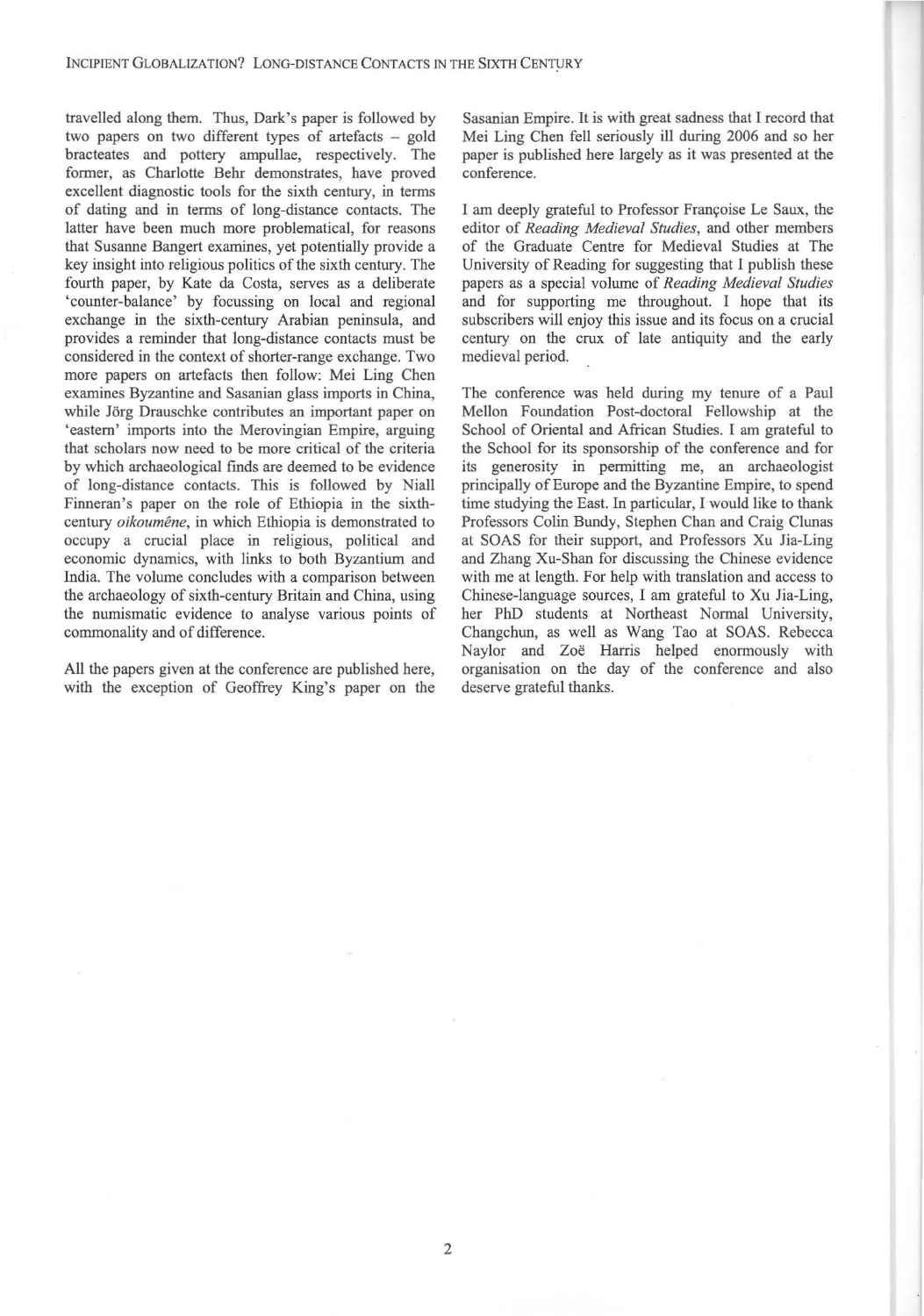travelled along them. Thus, Dark's paper is followed by two papers on two different types of artefacts – gold bracteates and pottery ampullae, respectively. The former, as Charlotte Behr demonstrates, have proved excellent diagnostic tools for the sixth century, in terms of dating and in terms of long-distance contacts. The latter have been much more problematical, for reasons that Susanne Bangert examines, yet potentially provide a key insight into religious politics of the sixth century. The fourth paper, by Kate da Costa, serves as a deliberate 'counter-balance' by focussing on local and regional exchange in the sixth-century Arabian peninsula, and provides a reminder that long-distance contacts must be considered in the context of shorter-range exchange. Two more papers on artefacts then follow: Mei Ling Chen examines Byzantine and Sasanian glass imports in China, while Jörg Drauschke contributes an important paper on 'eastern' imports into the Merovingian Empire, arguing that scholars now need to be more critical of the criteria by which archaeological finds are deemed to be evidence of long-distance contacts. This is followed by Niall Finneran's paper on the role of Ethiopia in the sixth-century *oikoumêne*, in which Ethiopia is demonstrated to occupy a crucial place in religious, political and economic dynamics, with links to both Byzantium and India. The volume concludes with a comparison between the archaeology of sixth-century Britain and China, using the numismatic evidence to analyse various points of commonality and of difference.

All the papers given at the conference are published here, with the exception of Geoffrey King's paper on the Sasanian Empire. It is with great sadness that I record that Mei Ling Chen fell seriously ill during 2006 and so her paper is published here largely as it was presented at the conference.

I am deeply grateful to Professor Françoise Le Saux, the editor of *Reading Medieval Studies*, and other members of the Graduate Centre for Medieval Studies at The University of Reading for suggesting that I publish these papers as a special volume of *Reading Medieval Studies* and for supporting me throughout. I hope that its subscribers will enjoy this issue and its focus on a crucial century on the crux of late antiquity and the early medieval period.

The conference was held during my tenure of a Paul Mellon Foundation Post-doctoral Fellowship at the School of Oriental and African Studies. I am grateful to the School for its sponsorship of the conference and for its generosity in permitting me, an archaeologist principally of Europe and the Byzantine Empire, to spend time studying the East. In particular, I would like to thank Professors Colin Bundy, Stephen Chan and Craig Clunas at SOAS for their support, and Professors Xu Jia-Ling and Zhang Xu-Shan for discussing the Chinese evidence with me at length. For help with translation and access to Chinese-language sources, I am grateful to Xu Jia-Ling, her PhD students at Northeast Normal University, Changchun, as well as Wang Tao at SOAS. Rebecca Naylor and Zoë Harris helped enormously with organisation on the day of the conference and also deserve grateful thanks.